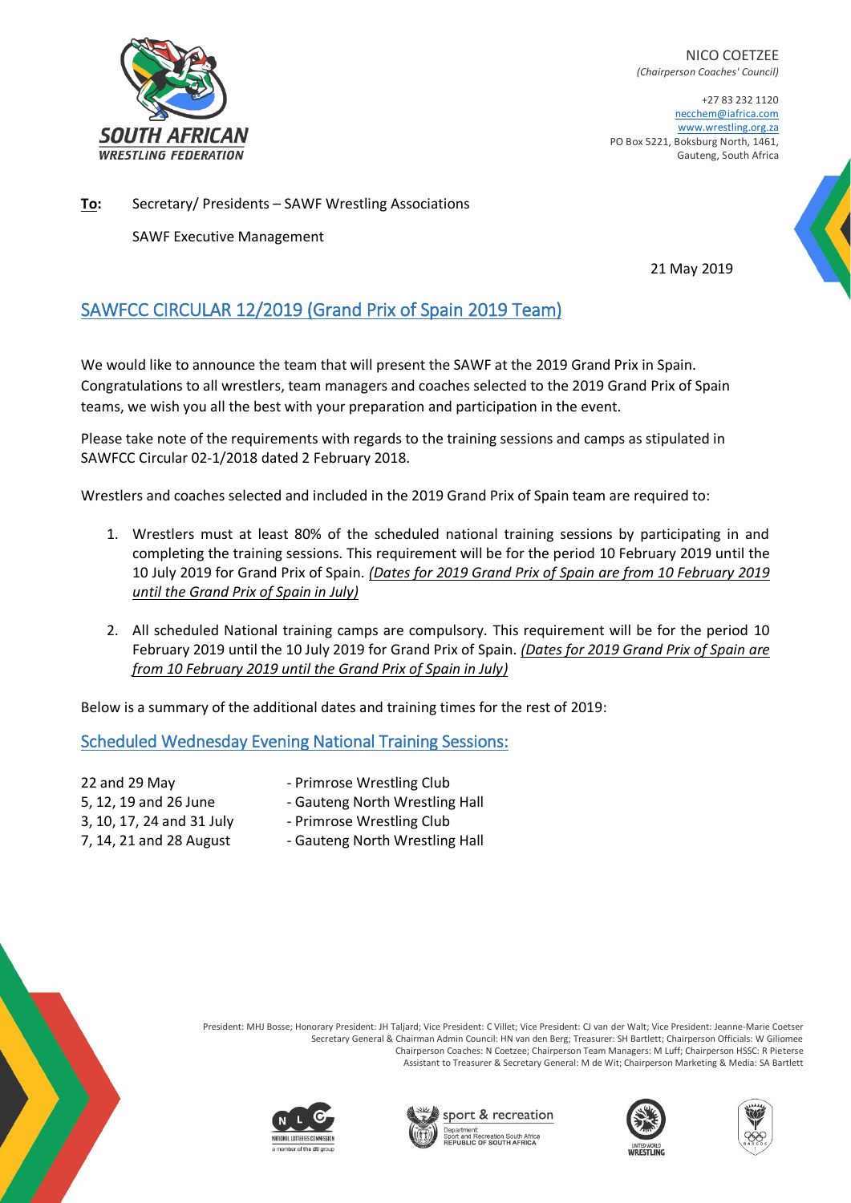**SOUTH AFRICAN WRESTLING FEDERATION**

NICO COETZEE
*(Chairperson Coaches' Council)*

+27 83 232 1120
necchem@iafrica.com
www.wrestling.org.za
PO Box 5221, Boksburg North, 1461,
Gauteng, South Africa

**To:** Secretary/ Presidents – SAWF Wrestling Associations

SAWF Executive Management

21 May 2019

## SAWFCC CIRCULAR 12/2019 (Grand Prix of Spain 2019 Team)

We would like to announce the team that will present the SAWF at the 2019 Grand Prix in Spain. Congratulations to all wrestlers, team managers and coaches selected to the 2019 Grand Prix of Spain teams, we wish you all the best with your preparation and participation in the event.

Please take note of the requirements with regards to the training sessions and camps as stipulated in SAWFCC Circular 02-1/2018 dated 2 February 2018.

Wrestlers and coaches selected and included in the 2019 Grand Prix of Spain team are required to:

1. Wrestlers must at least 80% of the scheduled national training sessions by participating in and completing the training sessions. This requirement will be for the period 10 February 2019 until the 10 July 2019 for Grand Prix of Spain. *(Dates for 2019 Grand Prix of Spain are from 10 February 2019 until the Grand Prix of Spain in July)*

2. All scheduled National training camps are compulsory. This requirement will be for the period 10 February 2019 until the 10 July 2019 for Grand Prix of Spain. *(Dates for 2019 Grand Prix of Spain are from 10 February 2019 until the Grand Prix of Spain in July)*

Below is a summary of the additional dates and training times for the rest of 2019:

### Scheduled Wednesday Evening National Training Sessions:

| | |
|---|---|
| 22 and 29 May | - Primrose Wrestling Club |
| 5, 12, 19 and 26 June | - Gauteng North Wrestling Hall |
| 3, 10, 17, 24 and 31 July | - Primrose Wrestling Club |
| 7, 14, 21 and 28 August | - Gauteng North Wrestling Hall |

President: MHJ Bosse; Honorary President: JH Taljard; Vice President: C Villet; Vice President: CJ van der Walt; Vice President: Jeanne-Marie Coetser
Secretary General & Chairman Admin Council: HN van den Berg; Treasurer: SH Bartlett; Chairperson Officials: W Giliomee
Chairperson Coaches: N Coetzee; Chairperson Team Managers: M Luff; Chairperson HSSC: R Pieterse
Assistant to Treasurer & Secretary General: M de Wit; Chairperson Marketing & Media: SA Bartlett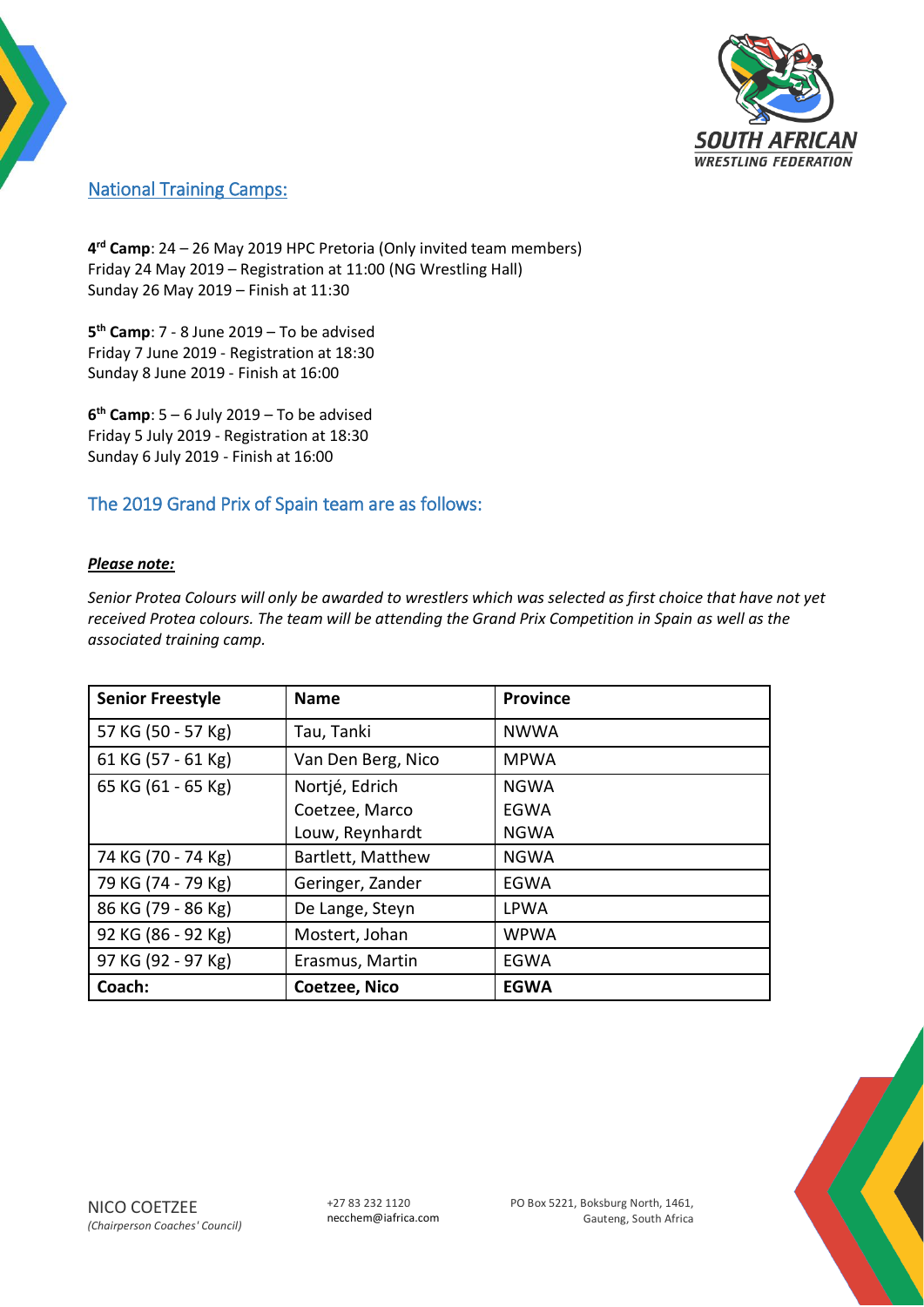## National Training Camps:

**4th Camp**: 24 – 26 May 2019 HPC Pretoria (Only invited team members)
Friday 24 May 2019 – Registration at 11:00 (NG Wrestling Hall)
Sunday 26 May 2019 – Finish at 11:30

**5th Camp**: 7 - 8 June 2019 – To be advised
Friday 7 June 2019 - Registration at 18:30
Sunday 8 June 2019 - Finish at 16:00

**6th Camp**: 5 – 6 July 2019 – To be advised
Friday 5 July 2019 - Registration at 18:30
Sunday 6 July 2019 - Finish at 16:00

## The 2019 Grand Prix of Spain team are as follows:

***Please note:***

*Senior Protea Colours will only be awarded to wrestlers which was selected as first choice that have not yet received Protea colours. The team will be attending the Grand Prix Competition in Spain as well as the associated training camp.*

| Senior Freestyle | Name | Province |
|---|---|---|
| 57 KG (50 - 57 Kg) | Tau, Tanki | NWWA |
| 61 KG (57 - 61 Kg) | Van Den Berg, Nico | MPWA |
| 65 KG (61 - 65 Kg) | Nortjé, Edrich<br>Coetzee, Marco<br>Louw, Reynhardt | NGWA<br>EGWA<br>NGWA |
| 74 KG (70 - 74 Kg) | Bartlett, Matthew | NGWA |
| 79 KG (74 - 79 Kg) | Geringer, Zander | EGWA |
| 86 KG (79 - 86 Kg) | De Lange, Steyn | LPWA |
| 92 KG (86 - 92 Kg) | Mostert, Johan | WPWA |
| 97 KG (92 - 97 Kg) | Erasmus, Martin | EGWA |
| **Coach:** | **Coetzee, Nico** | **EGWA** |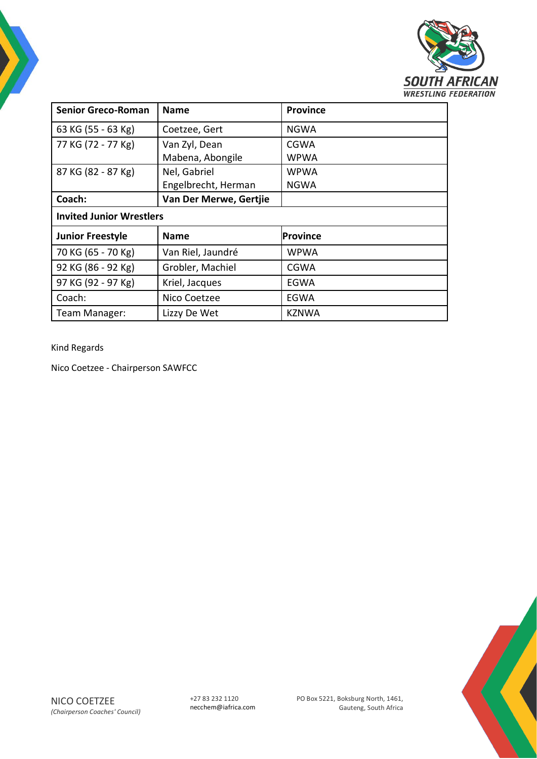| **Senior Greco-Roman** | **Name** | **Province** |
| --- | --- | --- |
| 63 KG (55 - 63 Kg) | Coetzee, Gert | NGWA |
| 77 KG (72 - 77 Kg) | Van Zyl, Dean<br>Mabena, Abongile | CGWA<br>WPWA |
| 87 KG (82 - 87 Kg) | Nel, Gabriel<br>Engelbrecht, Herman | WPWA<br>NGWA |
| **Coach:** | **Van Der Merwe, Gertjie** | |
| **Invited Junior Wrestlers** | | |
| **Junior Freestyle** | **Name** | **Province** |
| 70 KG (65 - 70 Kg) | Van Riel, Jaundré | WPWA |
| 92 KG (86 - 92 Kg) | Grobler, Machiel | CGWA |
| 97 KG (92 - 97 Kg) | Kriel, Jacques | EGWA |
| Coach: | Nico Coetzee | EGWA |
| Team Manager: | Lizzy De Wet | KZNWA |

Kind Regards

Nico Coetzee - Chairperson SAWFCC